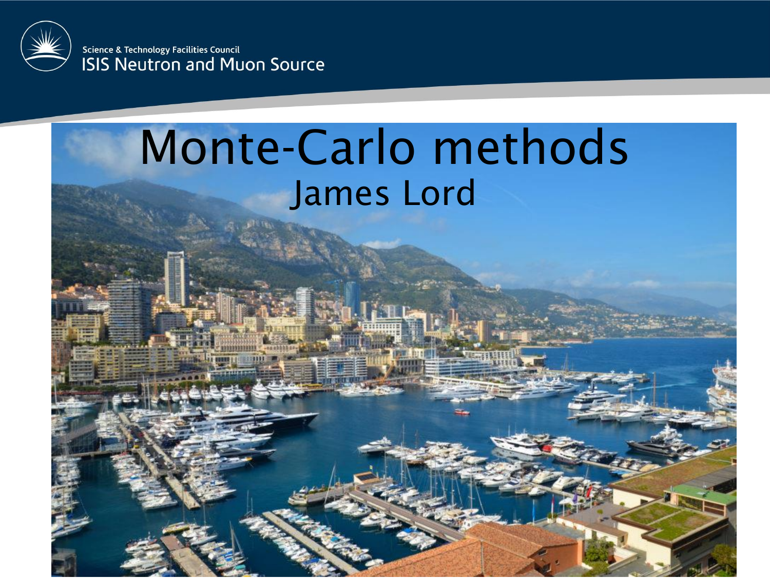Science & Technology Facilities Council
ISIS Neutron and Muon Source

# Monte-Carlo methods

James Lord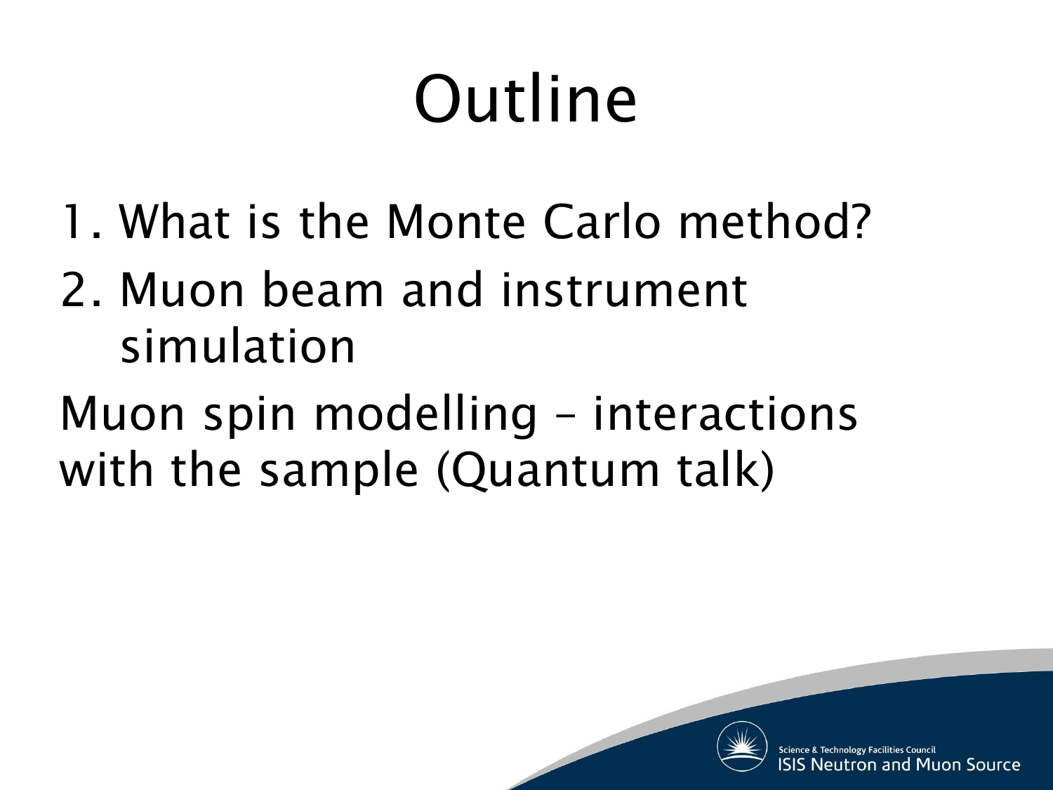# Outline

1. What is the Monte Carlo method?
2. Muon beam and instrument simulation

Muon spin modelling – interactions with the sample (Quantum talk)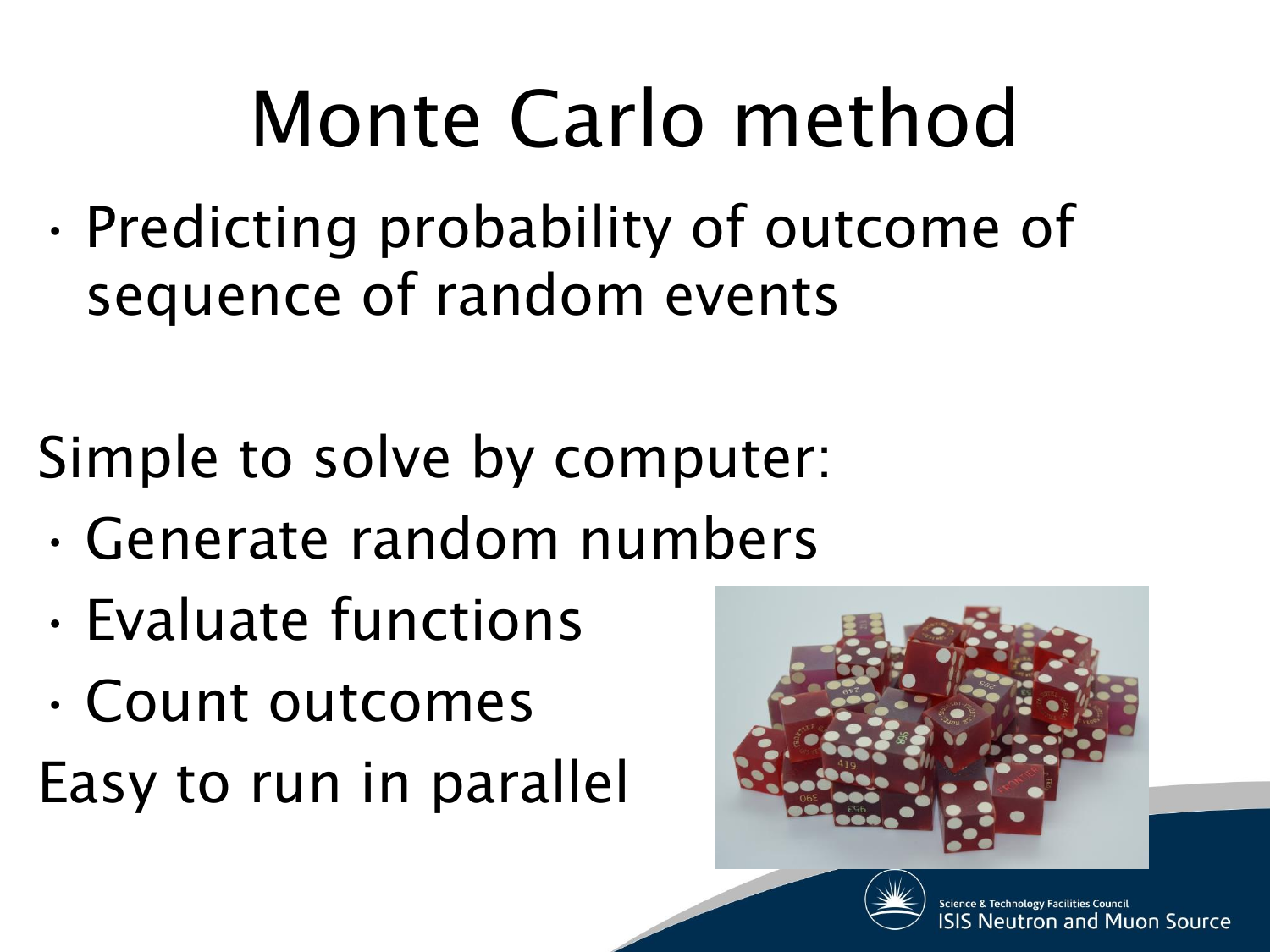# Monte Carlo method

- Predicting probability of outcome of sequence of random events

Simple to solve by computer:

- Generate random numbers
- Evaluate functions
- Count outcomes

Easy to run in parallel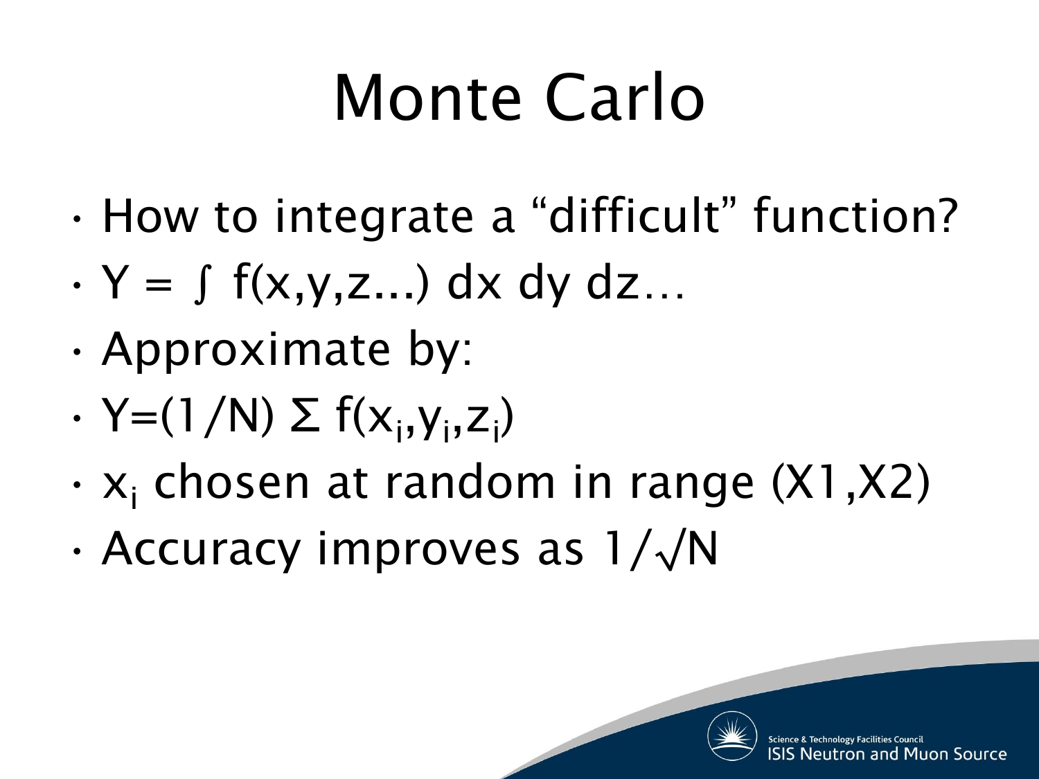# Monte Carlo

- How to integrate a "difficult" function?
- $Y = \int f(x,y,z...)\, dx\, dy\, dz...$
- Approximate by:
- $Y=(1/N) \Sigma f(x_i,y_i,z_i)$
- $x_i$ chosen at random in range (X1,X2)
- Accuracy improves as $1/\sqrt{N}$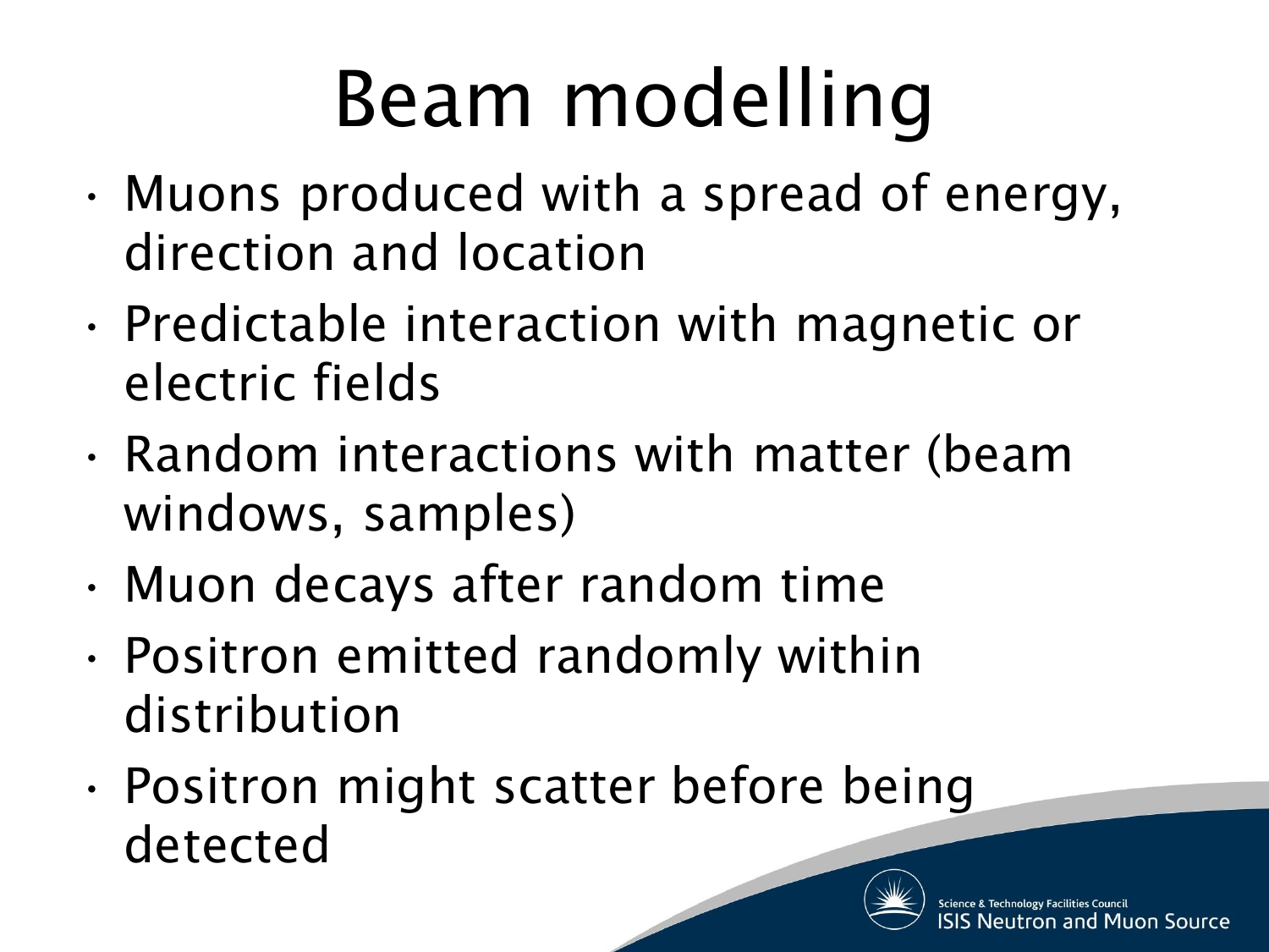# Beam modelling

- Muons produced with a spread of energy, direction and location
- Predictable interaction with magnetic or electric fields
- Random interactions with matter (beam windows, samples)
- Muon decays after random time
- Positron emitted randomly within distribution
- Positron might scatter before being detected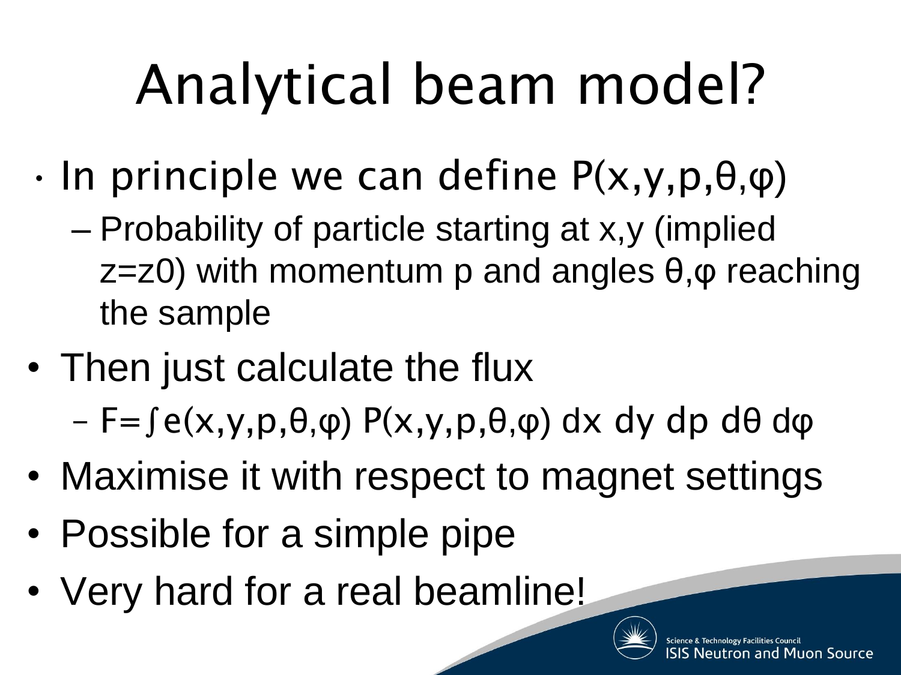# Analytical beam model?

- In principle we can define $P(x,y,p,\theta,\varphi)$
  - Probability of particle starting at x,y (implied z=z0) with momentum p and angles $\theta,\varphi$ reaching the sample
- Then just calculate the flux
  - $F=\int e(x,y,p,\theta,\varphi)\, P(x,y,p,\theta,\varphi)\, dx\, dy\, dp\, d\theta\, d\varphi$
- Maximise it with respect to magnet settings
- Possible for a simple pipe
- Very hard for a real beamline!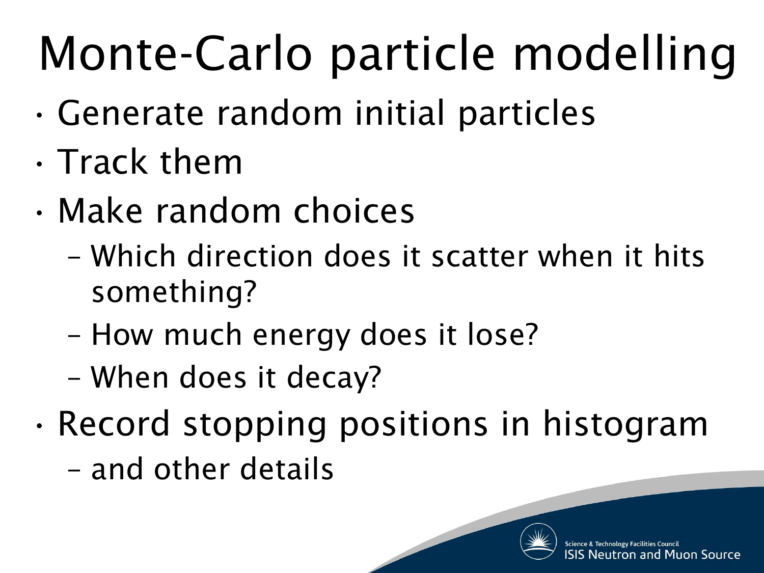# Monte-Carlo particle modelling

- Generate random initial particles
- Track them
- Make random choices
  - Which direction does it scatter when it hits something?
  - How much energy does it lose?
  - When does it decay?
- Record stopping positions in histogram
  - and other details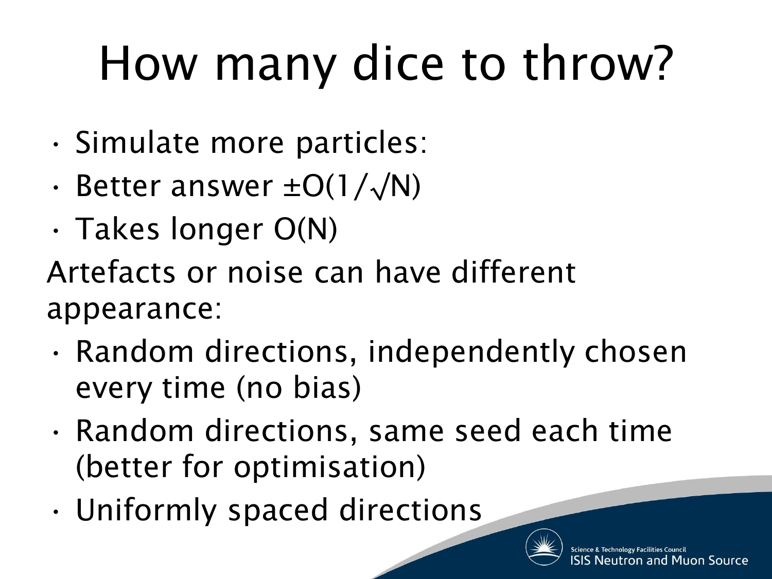# How many dice to throw?

- Simulate more particles:
- Better answer $\pm O(1/\sqrt{N})$
- Takes longer $O(N)$

Artefacts or noise can have different appearance:

- Random directions, independently chosen every time (no bias)
- Random directions, same seed each time (better for optimisation)
- Uniformly spaced directions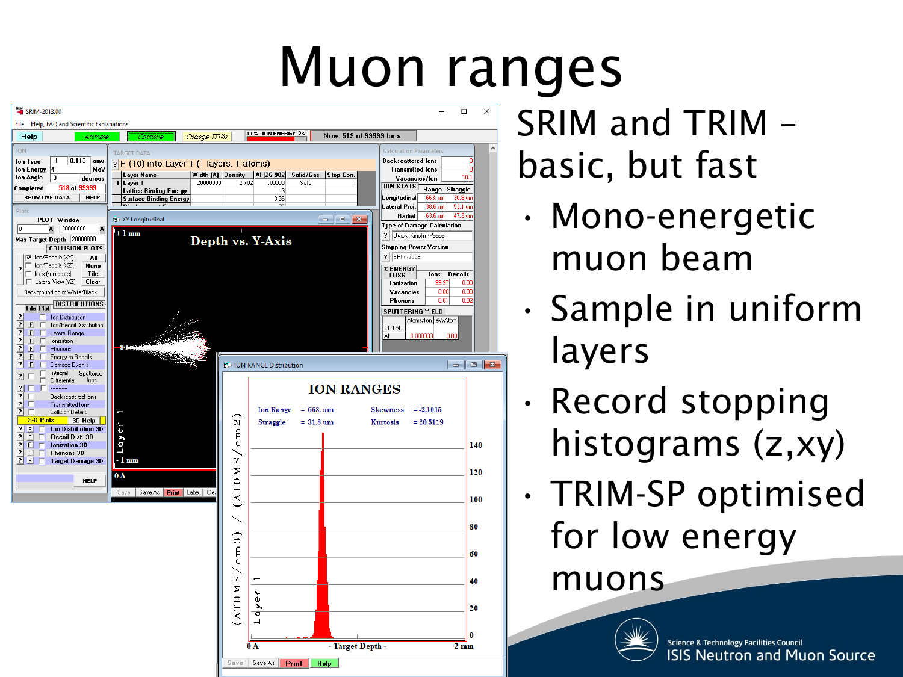# Muon ranges

SRIM and TRIM – basic, but fast

- Mono-energetic muon beam
- Sample in uniform layers
- Record stopping histograms (z,xy)
- TRIM-SP optimised for low energy muons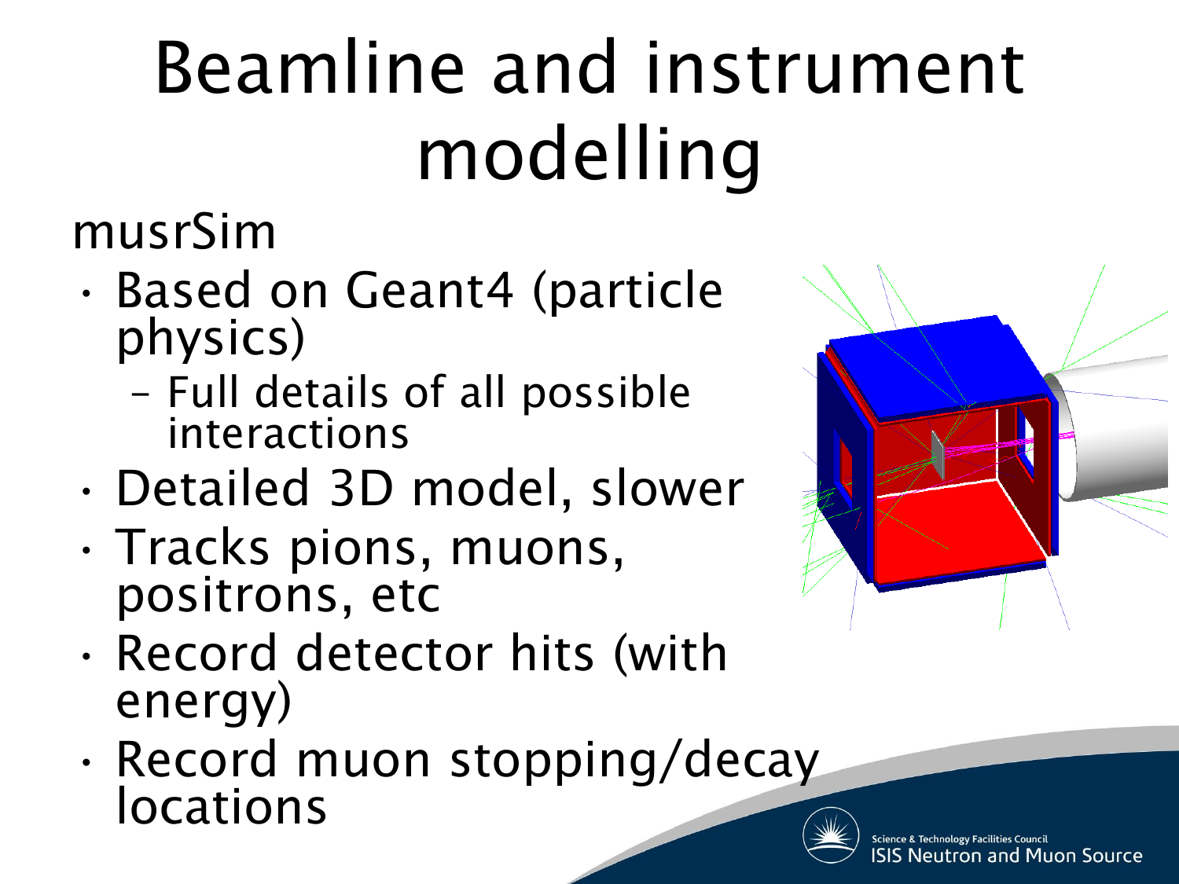# Beamline and instrument modelling

musrSim

- Based on Geant4 (particle physics)
  - Full details of all possible interactions
- Detailed 3D model, slower
- Tracks pions, muons, positrons, etc
- Record detector hits (with energy)
- Record muon stopping/decay locations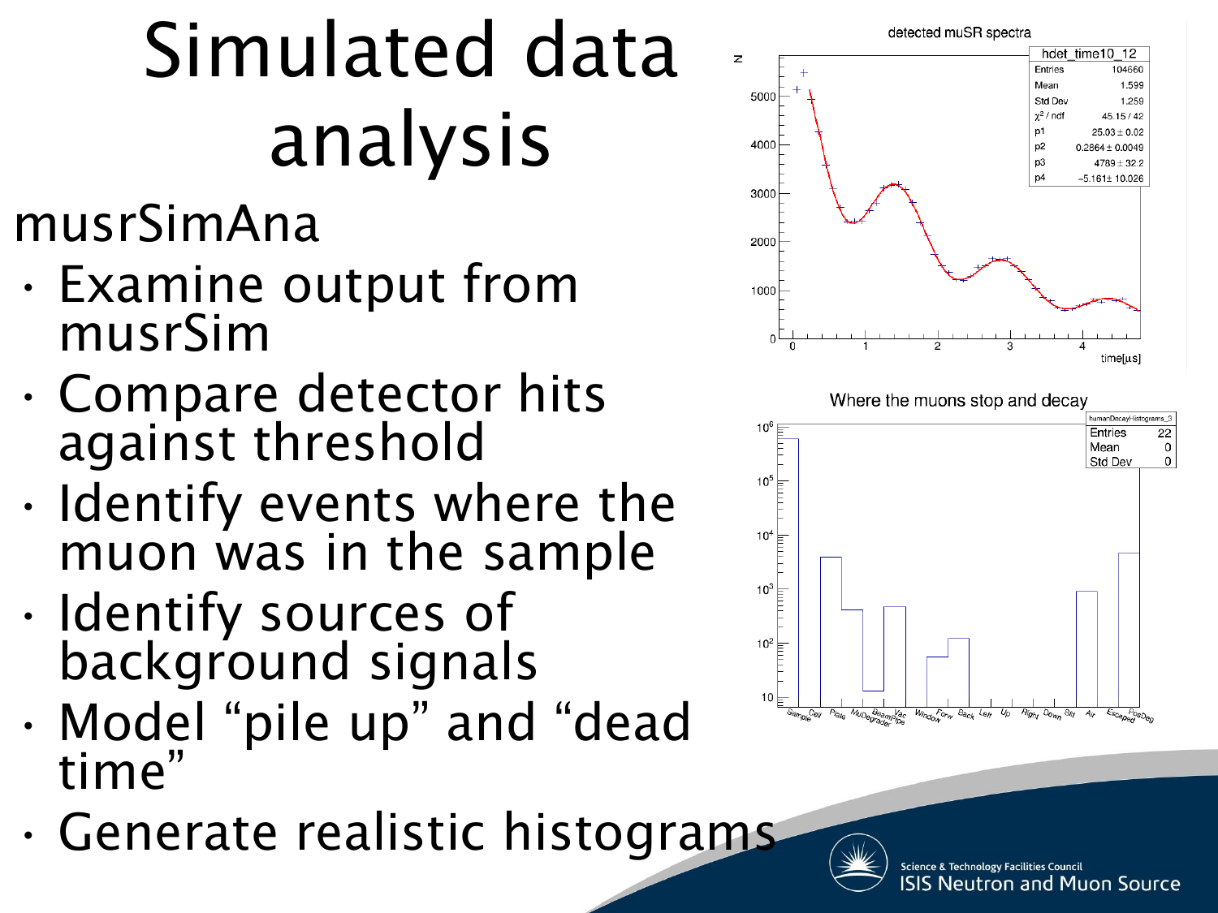# Simulated data analysis

musrSimAna

- Examine output from musrSim
- Compare detector hits against threshold
- Identify events where the muon was in the sample
- Identify sources of background signals
- Model “pile up” and “dead time”
- Generate realistic histograms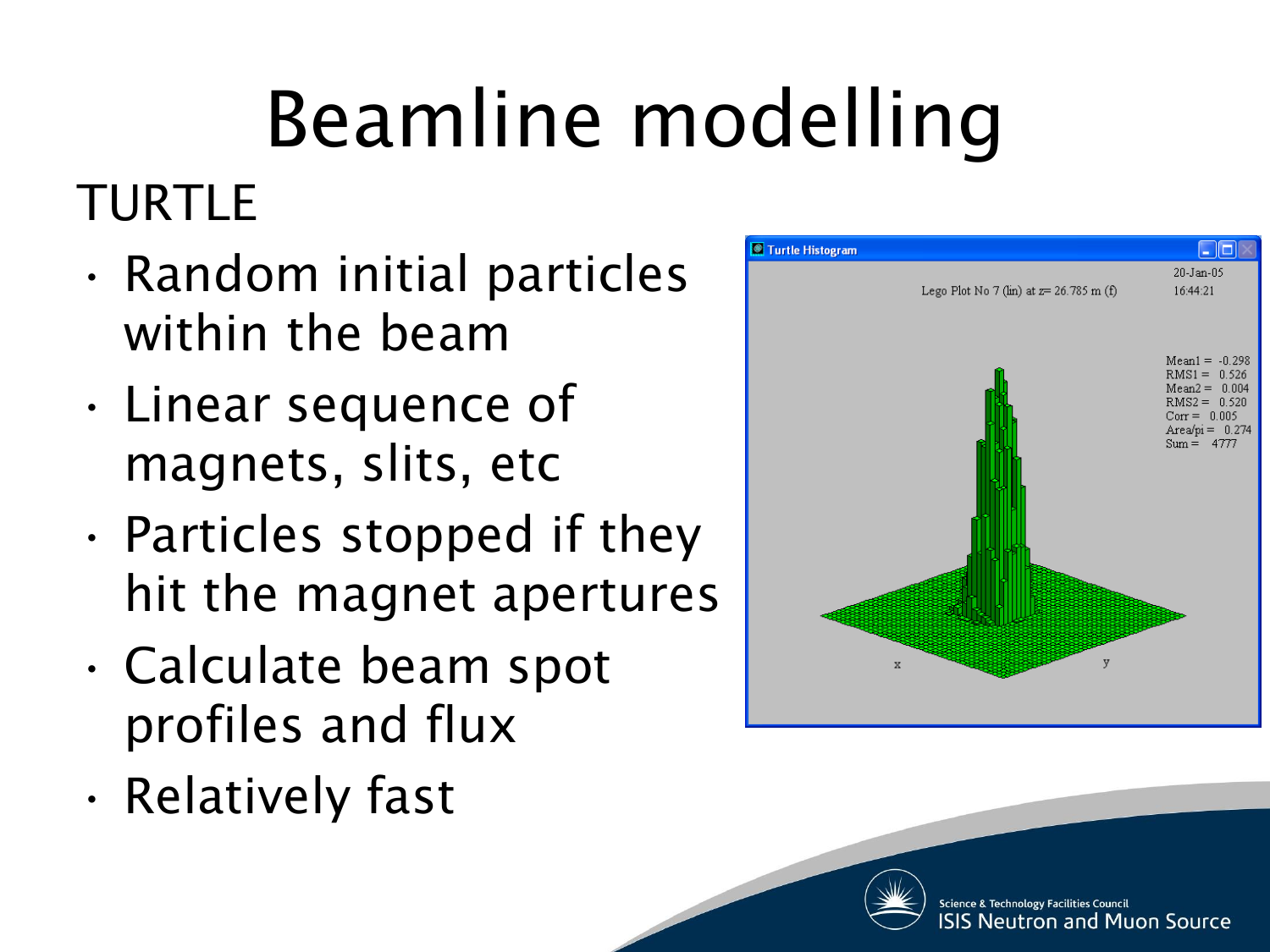# Beamline modelling

## TURTLE

- Random initial particles within the beam
- Linear sequence of magnets, slits, etc
- Particles stopped if they hit the magnet apertures
- Calculate beam spot profiles and flux
- Relatively fast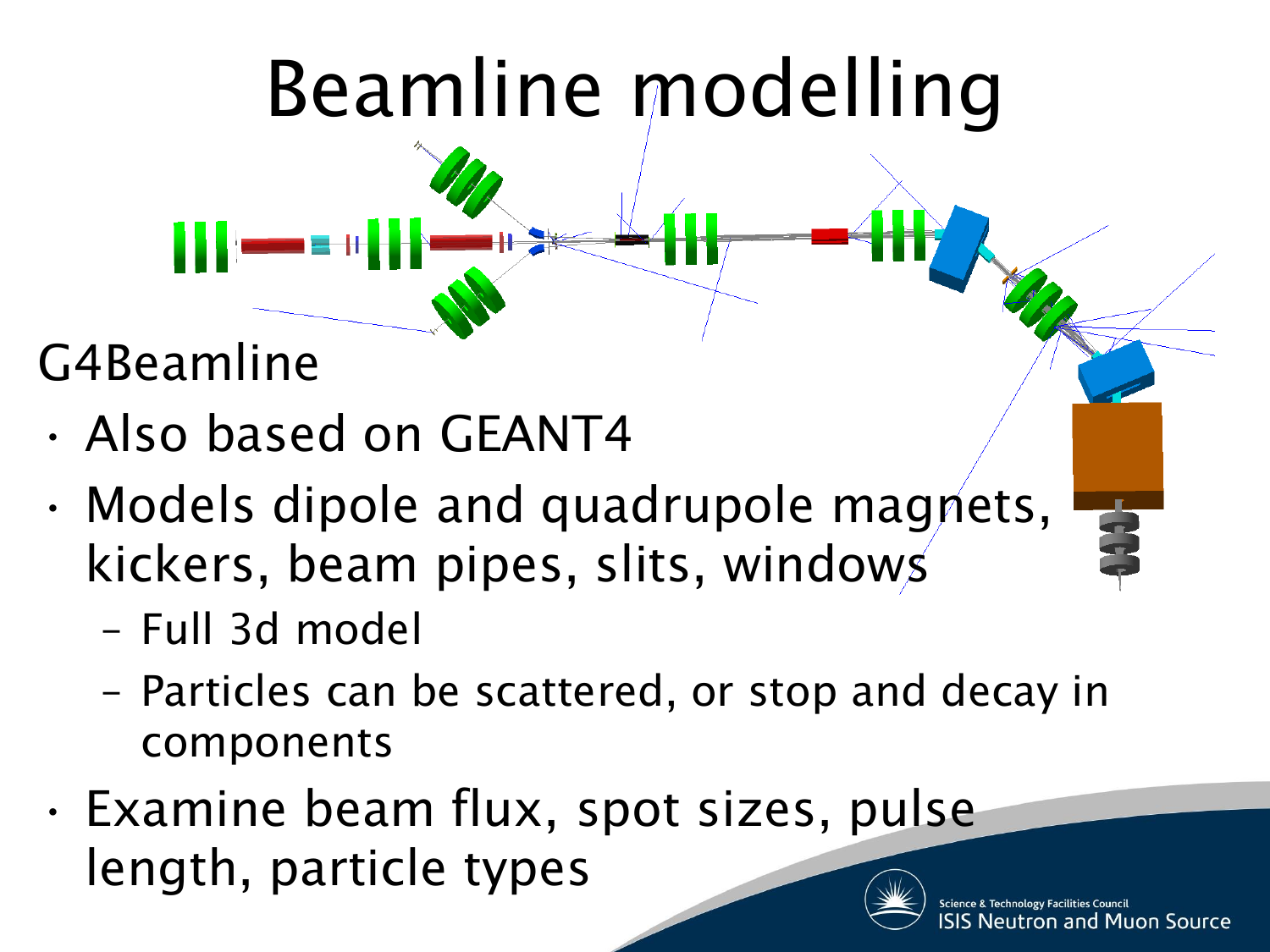# Beamline modelling

G4Beamline

- Also based on GEANT4
- Models dipole and quadrupole magnets, kickers, beam pipes, slits, windows
  - Full 3d model
  - Particles can be scattered, or stop and decay in components
- Examine beam flux, spot sizes, pulse length, particle types